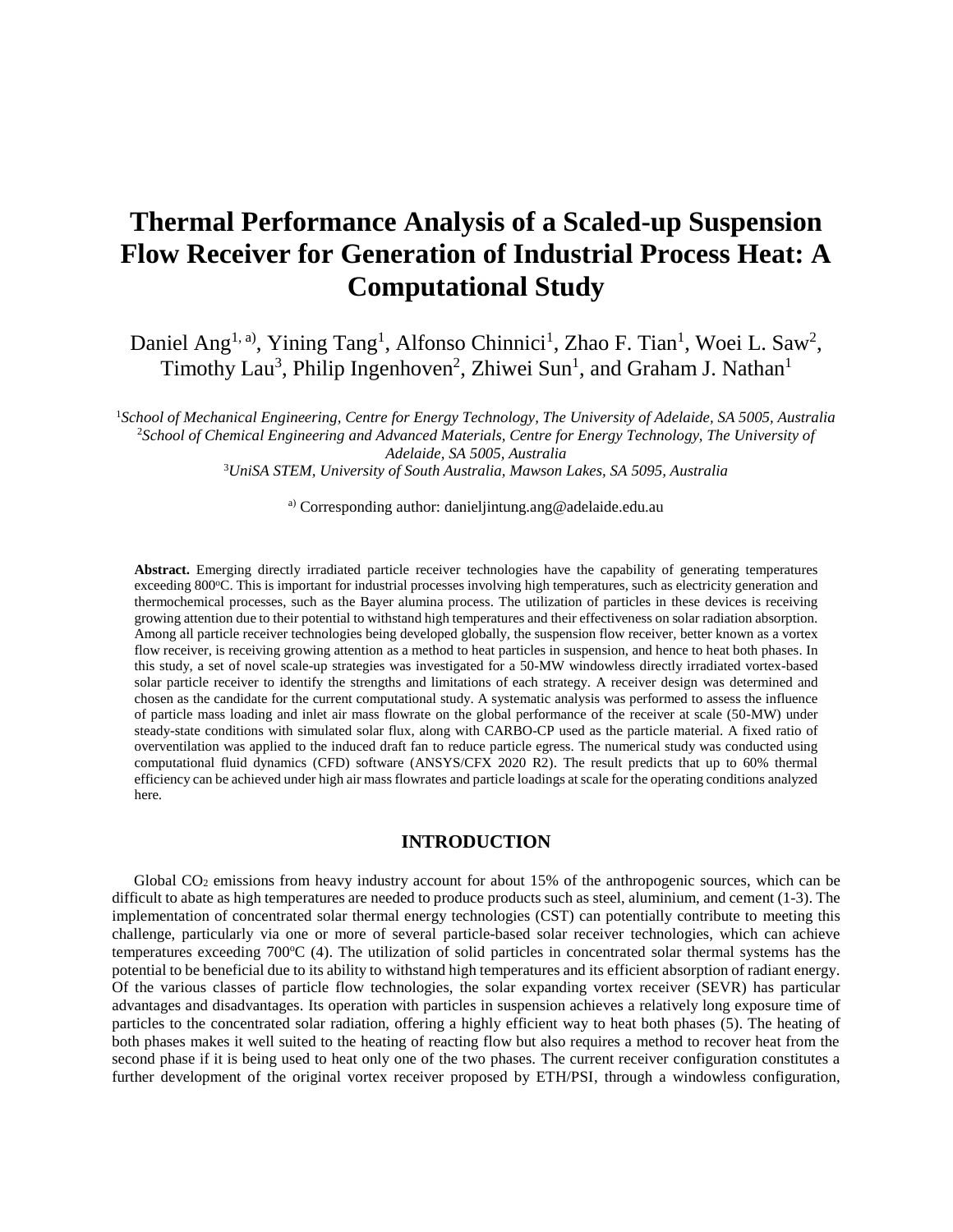# Thermal Performance Analysis of a Scaled-up Suspension Flow Receiver for Generation of Industrial Process Heat: A Computational Study

Daniel Ang[1, a)], Yining Tang[1], Alfonso Chinnici[1], Zhao F. Tian[1], Woei L. Saw[2], Timothy Lau[3], Philip Ingenhoven[2], Zhiwei Sun[1], and Graham J. Nathan[1]

[1]*School of Mechanical Engineering, Centre for Energy Technology, The University of Adelaide, SA 5005, Australia*
[2]*School of Chemical Engineering and Advanced Materials, Centre for Energy Technology, The University of Adelaide, SA 5005, Australia*
[3]*UniSA STEM, University of South Australia, Mawson Lakes, SA 5095, Australia*

[a)] Corresponding author: danieljintung.ang@adelaide.edu.au

**Abstract.** Emerging directly irradiated particle receiver technologies have the capability of generating temperatures exceeding 800°C. This is important for industrial processes involving high temperatures, such as electricity generation and thermochemical processes, such as the Bayer alumina process. The utilization of particles in these devices is receiving growing attention due to their potential to withstand high temperatures and their effectiveness on solar radiation absorption. Among all particle receiver technologies being developed globally, the suspension flow receiver, better known as a vortex flow receiver, is receiving growing attention as a method to heat particles in suspension, and hence to heat both phases. In this study, a set of novel scale-up strategies was investigated for a 50-MW windowless directly irradiated vortex-based solar particle receiver to identify the strengths and limitations of each strategy. A receiver design was determined and chosen as the candidate for the current computational study. A systematic analysis was performed to assess the influence of particle mass loading and inlet air mass flowrate on the global performance of the receiver at scale (50-MW) under steady-state conditions with simulated solar flux, along with CARBO-CP used as the particle material. A fixed ratio of overventilation was applied to the induced draft fan to reduce particle egress. The numerical study was conducted using computational fluid dynamics (CFD) software (ANSYS/CFX 2020 R2). The result predicts that up to 60% thermal efficiency can be achieved under high air mass flowrates and particle loadings at scale for the operating conditions analyzed here.

## INTRODUCTION

Global $CO_2$ emissions from heavy industry account for about 15% of the anthropogenic sources, which can be difficult to abate as high temperatures are needed to produce products such as steel, aluminium, and cement (1-3). The implementation of concentrated solar thermal energy technologies (CST) can potentially contribute to meeting this challenge, particularly via one or more of several particle-based solar receiver technologies, which can achieve temperatures exceeding 700°C (4). The utilization of solid particles in concentrated solar thermal systems has the potential to be beneficial due to its ability to withstand high temperatures and its efficient absorption of radiant energy. Of the various classes of particle flow technologies, the solar expanding vortex receiver (SEVR) has particular advantages and disadvantages. Its operation with particles in suspension achieves a relatively long exposure time of particles to the concentrated solar radiation, offering a highly efficient way to heat both phases (5). The heating of both phases makes it well suited to the heating of reacting flow but also requires a method to recover heat from the second phase if it is being used to heat only one of the two phases. The current receiver configuration constitutes a further development of the original vortex receiver proposed by ETH/PSI, through a windowless configuration,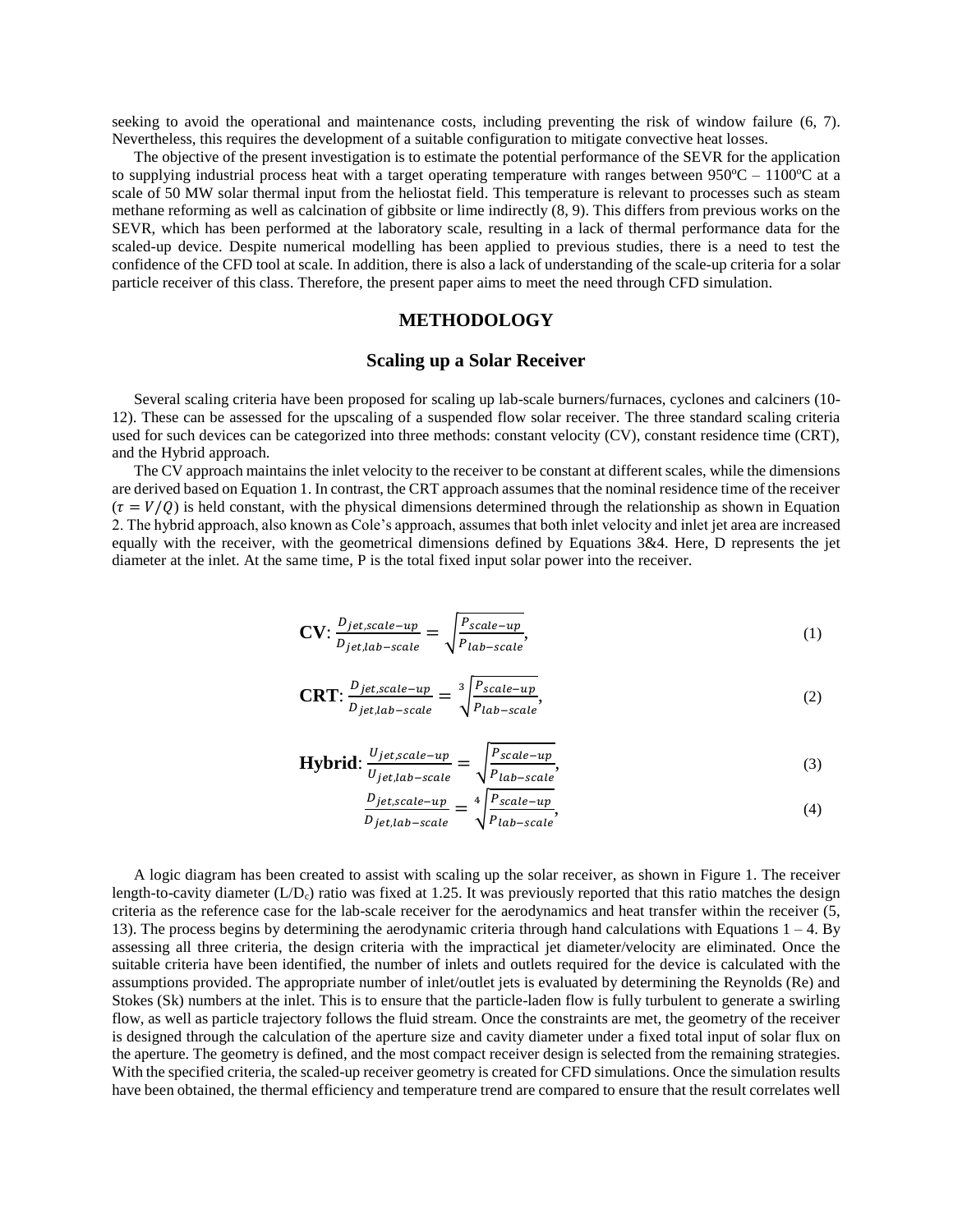seeking to avoid the operational and maintenance costs, including preventing the risk of window failure (6, 7). Nevertheless, this requires the development of a suitable configuration to mitigate convective heat losses.

The objective of the present investigation is to estimate the potential performance of the SEVR for the application to supplying industrial process heat with a target operating temperature with ranges between 950°C – 1100°C at a scale of 50 MW solar thermal input from the heliostat field. This temperature is relevant to processes such as steam methane reforming as well as calcination of gibbsite or lime indirectly (8, 9). This differs from previous works on the SEVR, which has been performed at the laboratory scale, resulting in a lack of thermal performance data for the scaled-up device. Despite numerical modelling has been applied to previous studies, there is a need to test the confidence of the CFD tool at scale. In addition, there is also a lack of understanding of the scale-up criteria for a solar particle receiver of this class. Therefore, the present paper aims to meet the need through CFD simulation.

## METHODOLOGY

### Scaling up a Solar Receiver

Several scaling criteria have been proposed for scaling up lab-scale burners/furnaces, cyclones and calciners (10-12). These can be assessed for the upscaling of a suspended flow solar receiver. The three standard scaling criteria used for such devices can be categorized into three methods: constant velocity (CV), constant residence time (CRT), and the Hybrid approach.

The CV approach maintains the inlet velocity to the receiver to be constant at different scales, while the dimensions are derived based on Equation 1. In contrast, the CRT approach assumes that the nominal residence time of the receiver ($\tau = V/Q$) is held constant, with the physical dimensions determined through the relationship as shown in Equation 2. The hybrid approach, also known as Cole's approach, assumes that both inlet velocity and inlet jet area are increased equally with the receiver, with the geometrical dimensions defined by Equations 3&4. Here, D represents the jet diameter at the inlet. At the same time, P is the total fixed input solar power into the receiver.

$$\textbf{CV}: \frac{D_{jet,scale-up}}{D_{jet,lab-scale}} = \sqrt{\frac{P_{scale-up}}{P_{lab-scale}}}, \tag{1}$$

$$\textbf{CRT}: \frac{D_{jet,scale-up}}{D_{jet,lab-scale}} = \sqrt[3]{\frac{P_{scale-up}}{P_{lab-scale}}}, \tag{2}$$

$$\textbf{Hybrid}: \frac{U_{jet,scale-up}}{U_{jet,lab-scale}} = \sqrt{\frac{P_{scale-up}}{P_{lab-scale}}}, \tag{3}$$

$$\frac{D_{jet,scale-up}}{D_{jet,lab-scale}} = \sqrt[4]{\frac{P_{scale-up}}{P_{lab-scale}}}, \tag{4}$$

A logic diagram has been created to assist with scaling up the solar receiver, as shown in Figure 1. The receiver length-to-cavity diameter ($L/D_c$) ratio was fixed at 1.25. It was previously reported that this ratio matches the design criteria as the reference case for the lab-scale receiver for the aerodynamics and heat transfer within the receiver (5, 13). The process begins by determining the aerodynamic criteria through hand calculations with Equations 1 – 4. By assessing all three criteria, the design criteria with the impractical jet diameter/velocity are eliminated. Once the suitable criteria have been identified, the number of inlets and outlets required for the device is calculated with the assumptions provided. The appropriate number of inlet/outlet jets is evaluated by determining the Reynolds (Re) and Stokes (Sk) numbers at the inlet. This is to ensure that the particle-laden flow is fully turbulent to generate a swirling flow, as well as particle trajectory follows the fluid stream. Once the constraints are met, the geometry of the receiver is designed through the calculation of the aperture size and cavity diameter under a fixed total input of solar flux on the aperture. The geometry is defined, and the most compact receiver design is selected from the remaining strategies. With the specified criteria, the scaled-up receiver geometry is created for CFD simulations. Once the simulation results have been obtained, the thermal efficiency and temperature trend are compared to ensure that the result correlates well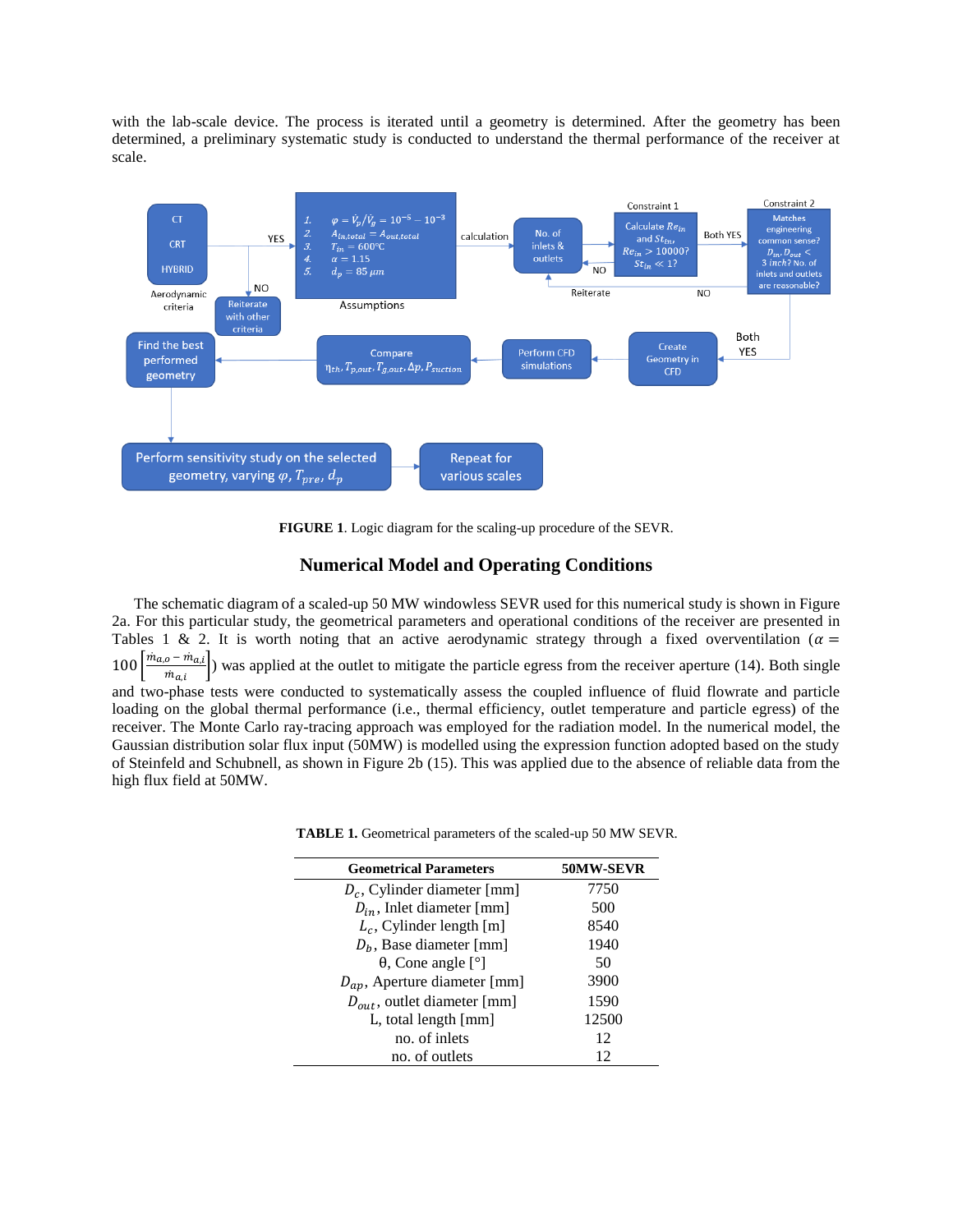with the lab-scale device. The process is iterated until a geometry is determined. After the geometry has been determined, a preliminary systematic study is conducted to understand the thermal performance of the receiver at scale.

**FIGURE 1**. Logic diagram for the scaling-up procedure of the SEVR.

## Numerical Model and Operating Conditions

The schematic diagram of a scaled-up 50 MW windowless SEVR used for this numerical study is shown in Figure 2a. For this particular study, the geometrical parameters and operational conditions of the receiver are presented in Tables 1 & 2. It is worth noting that an active aerodynamic strategy through a fixed overventilation ($\alpha = 100\left[\frac{\dot{m}_{a,o} - \dot{m}_{a,i}}{\dot{m}_{a,i}}\right]$) was applied at the outlet to mitigate the particle egress from the receiver aperture (14). Both single and two-phase tests were conducted to systematically assess the coupled influence of fluid flowrate and particle loading on the global thermal performance (i.e., thermal efficiency, outlet temperature and particle egress) of the receiver. The Monte Carlo ray-tracing approach was employed for the radiation model. In the numerical model, the Gaussian distribution solar flux input (50MW) is modelled using the expression function adopted based on the study of Steinfeld and Schubnell, as shown in Figure 2b (15). This was applied due to the absence of reliable data from the high flux field at 50MW.

**TABLE 1.** Geometrical parameters of the scaled-up 50 MW SEVR.

| Geometrical Parameters | 50MW-SEVR |
|---|---|
| $D_c$, Cylinder diameter [mm] | 7750 |
| $D_{in}$, Inlet diameter [mm] | 500 |
| $L_c$, Cylinder length [m] | 8540 |
| $D_b$, Base diameter [mm] | 1940 |
| θ, Cone angle [°] | 50 |
| $D_{ap}$, Aperture diameter [mm] | 3900 |
| $D_{out}$, outlet diameter [mm] | 1590 |
| L, total length [mm] | 12500 |
| no. of inlets | 12 |
| no. of outlets | 12 |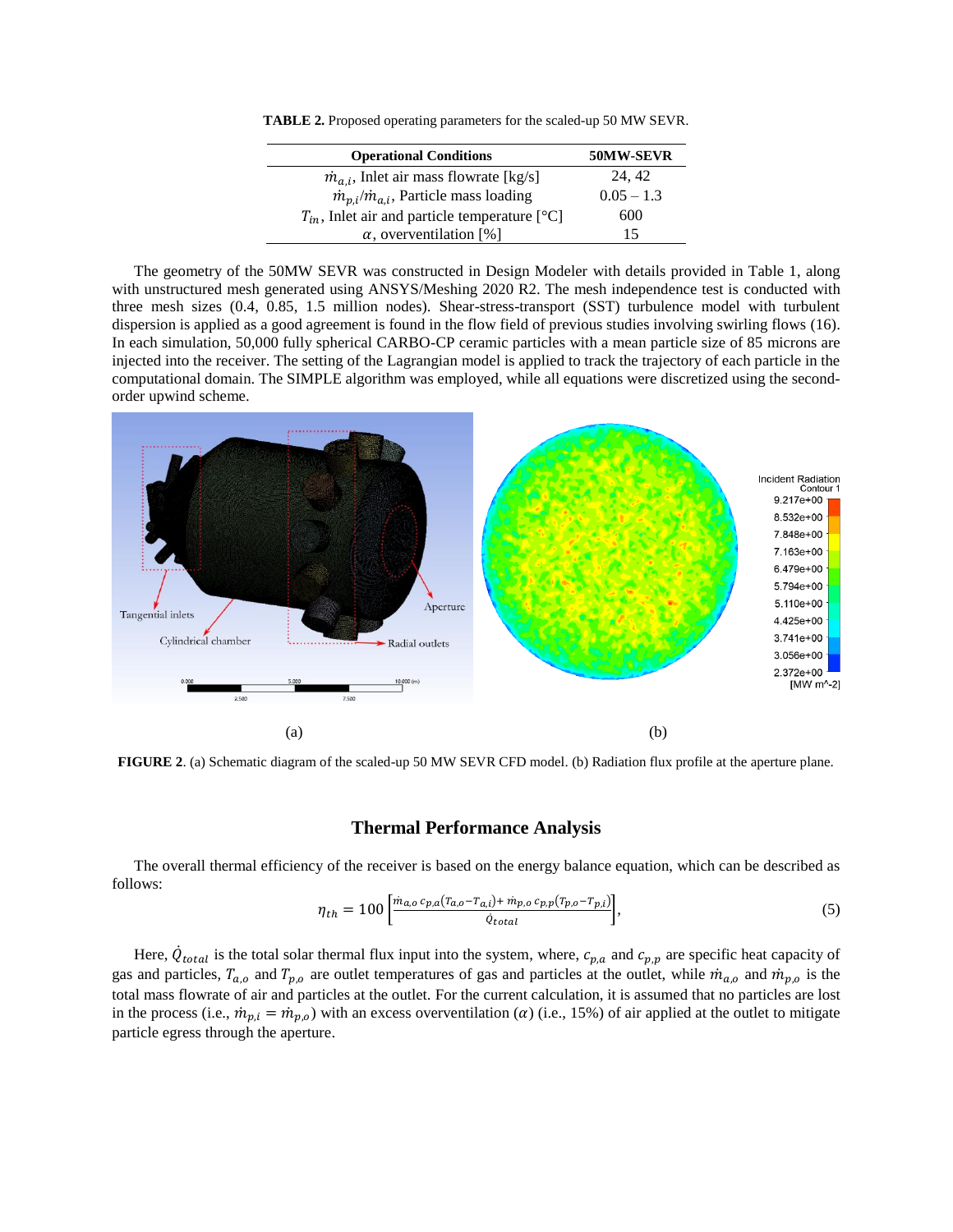**TABLE 2.** Proposed operating parameters for the scaled-up 50 MW SEVR.

| Operational Conditions | 50MW-SEVR |
|---|---|
| $\dot{m}_{a,i}$, Inlet air mass flowrate [kg/s] | 24, 42 |
| $\dot{m}_{p,i}/\dot{m}_{a,i}$, Particle mass loading | 0.05 – 1.3 |
| $T_{in}$, Inlet air and particle temperature [°C] | 600 |
| $\alpha$, overventilation [%] | 15 |

The geometry of the 50MW SEVR was constructed in Design Modeler with details provided in Table 1, along with unstructured mesh generated using ANSYS/Meshing 2020 R2. The mesh independence test is conducted with three mesh sizes (0.4, 0.85, 1.5 million nodes). Shear-stress-transport (SST) turbulence model with turbulent dispersion is applied as a good agreement is found in the flow field of previous studies involving swirling flows (16). In each simulation, 50,000 fully spherical CARBO-CP ceramic particles with a mean particle size of 85 microns are injected into the receiver. The setting of the Lagrangian model is applied to track the trajectory of each particle in the computational domain. The SIMPLE algorithm was employed, while all equations were discretized using the second-order upwind scheme.

(a) (b)

**FIGURE 2**. (a) Schematic diagram of the scaled-up 50 MW SEVR CFD model. (b) Radiation flux profile at the aperture plane.

## Thermal Performance Analysis

The overall thermal efficiency of the receiver is based on the energy balance equation, which can be described as follows:

$$\eta_{th} = 100\left[\frac{\dot{m}_{a,o}\, c_{p,a}(T_{a,o}-T_{a,i}) + \dot{m}_{p,o}\, c_{p,p}(T_{p,o}-T_{p,i})}{\dot{Q}_{total}}\right], \tag{5}$$

Here, $\dot{Q}_{total}$ is the total solar thermal flux input into the system, where, $c_{p,a}$ and $c_{p,p}$ are specific heat capacity of gas and particles, $T_{a,o}$ and $T_{p,o}$ are outlet temperatures of gas and particles at the outlet, while $\dot{m}_{a,o}$ and $\dot{m}_{p,o}$ is the total mass flowrate of air and particles at the outlet. For the current calculation, it is assumed that no particles are lost in the process (i.e., $\dot{m}_{p,i} = \dot{m}_{p,o}$) with an excess overventilation ($\alpha$) (i.e., 15%) of air applied at the outlet to mitigate particle egress through the aperture.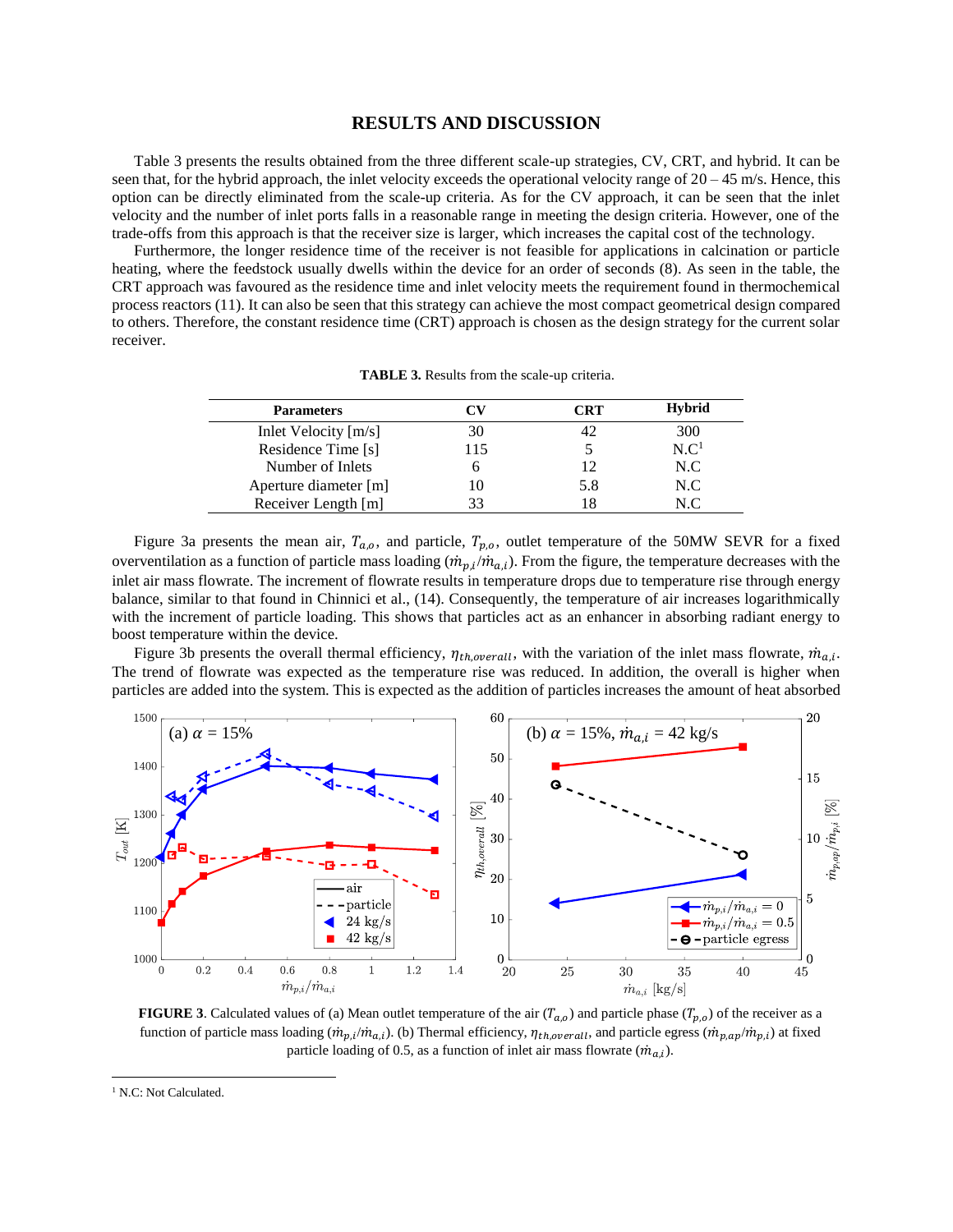## RESULTS AND DISCUSSION

Table 3 presents the results obtained from the three different scale-up strategies, CV, CRT, and hybrid. It can be seen that, for the hybrid approach, the inlet velocity exceeds the operational velocity range of 20 – 45 m/s. Hence, this option can be directly eliminated from the scale-up criteria. As for the CV approach, it can be seen that the inlet velocity and the number of inlet ports falls in a reasonable range in meeting the design criteria. However, one of the trade-offs from this approach is that the receiver size is larger, which increases the capital cost of the technology.

Furthermore, the longer residence time of the receiver is not feasible for applications in calcination or particle heating, where the feedstock usually dwells within the device for an order of seconds (8). As seen in the table, the CRT approach was favoured as the residence time and inlet velocity meets the requirement found in thermochemical process reactors (11). It can also be seen that this strategy can achieve the most compact geometrical design compared to others. Therefore, the constant residence time (CRT) approach is chosen as the design strategy for the current solar receiver.

**TABLE 3.** Results from the scale-up criteria.

| Parameters | CV | CRT | Hybrid |
|---|---|---|---|
| Inlet Velocity [m/s] | 30 | 42 | 300 |
| Residence Time [s] | 115 | 5 | N.C[1] |
| Number of Inlets | 6 | 12 | N.C |
| Aperture diameter [m] | 10 | 5.8 | N.C |
| Receiver Length [m] | 33 | 18 | N.C |

Figure 3a presents the mean air, $T_{a,o}$, and particle, $T_{p,o}$, outlet temperature of the 50MW SEVR for a fixed overventilation as a function of particle mass loading ($\dot{m}_{p,i}/\dot{m}_{a,i}$). From the figure, the temperature decreases with the inlet air mass flowrate. The increment of flowrate results in temperature drops due to temperature rise through energy balance, similar to that found in Chinnici et al., (14). Consequently, the temperature of air increases logarithmically with the increment of particle loading. This shows that particles act as an enhancer in absorbing radiant energy to boost temperature within the device.

Figure 3b presents the overall thermal efficiency, $\eta_{th,overall}$, with the variation of the inlet mass flowrate, $\dot{m}_{a,i}$. The trend of flowrate was expected as the temperature rise was reduced. In addition, the overall is higher when particles are added into the system. This is expected as the addition of particles increases the amount of heat absorbed

**FIGURE 3**. Calculated values of (a) Mean outlet temperature of the air ($T_{a,o}$) and particle phase ($T_{p,o}$) of the receiver as a function of particle mass loading ($\dot{m}_{p,i}/\dot{m}_{a,i}$). (b) Thermal efficiency, $\eta_{th,overall}$, and particle egress ($\dot{m}_{p,ap}/\dot{m}_{p,i}$) at fixed particle loading of 0.5, as a function of inlet air mass flowrate ($\dot{m}_{a,i}$).

[1] N.C: Not Calculated.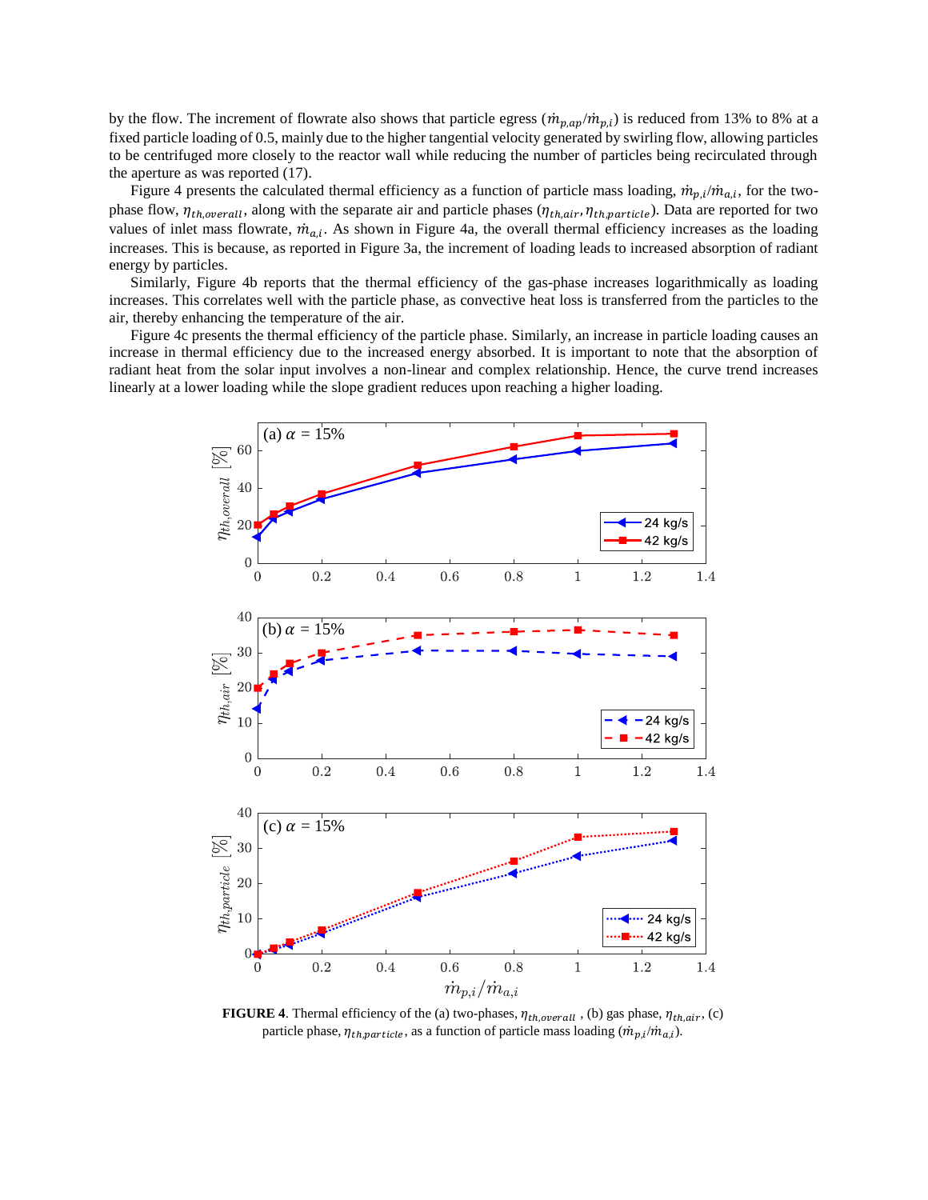by the flow. The increment of flowrate also shows that particle egress ($\dot{m}_{p,ap}/\dot{m}_{p,i}$) is reduced from 13% to 8% at a fixed particle loading of 0.5, mainly due to the higher tangential velocity generated by swirling flow, allowing particles to be centrifuged more closely to the reactor wall while reducing the number of particles being recirculated through the aperture as was reported (17).

Figure 4 presents the calculated thermal efficiency as a function of particle mass loading, $\dot{m}_{p,i}/\dot{m}_{a,i}$, for the two-phase flow, $\eta_{th,overall}$, along with the separate air and particle phases ($\eta_{th,air}, \eta_{th,particle}$). Data are reported for two values of inlet mass flowrate, $\dot{m}_{a,i}$. As shown in Figure 4a, the overall thermal efficiency increases as the loading increases. This is because, as reported in Figure 3a, the increment of loading leads to increased absorption of radiant energy by particles.

Similarly, Figure 4b reports that the thermal efficiency of the gas-phase increases logarithmically as loading increases. This correlates well with the particle phase, as convective heat loss is transferred from the particles to the air, thereby enhancing the temperature of the air.

Figure 4c presents the thermal efficiency of the particle phase. Similarly, an increase in particle loading causes an increase in thermal efficiency due to the increased energy absorbed. It is important to note that the absorption of radiant heat from the solar input involves a non-linear and complex relationship. Hence, the curve trend increases linearly at a lower loading while the slope gradient reduces upon reaching a higher loading.

**FIGURE 4**. Thermal efficiency of the (a) two-phases, $\eta_{th,overall}$ , (b) gas phase, $\eta_{th,air}$, (c) particle phase, $\eta_{th,particle}$, as a function of particle mass loading ($\dot{m}_{p,i}/\dot{m}_{a,i}$).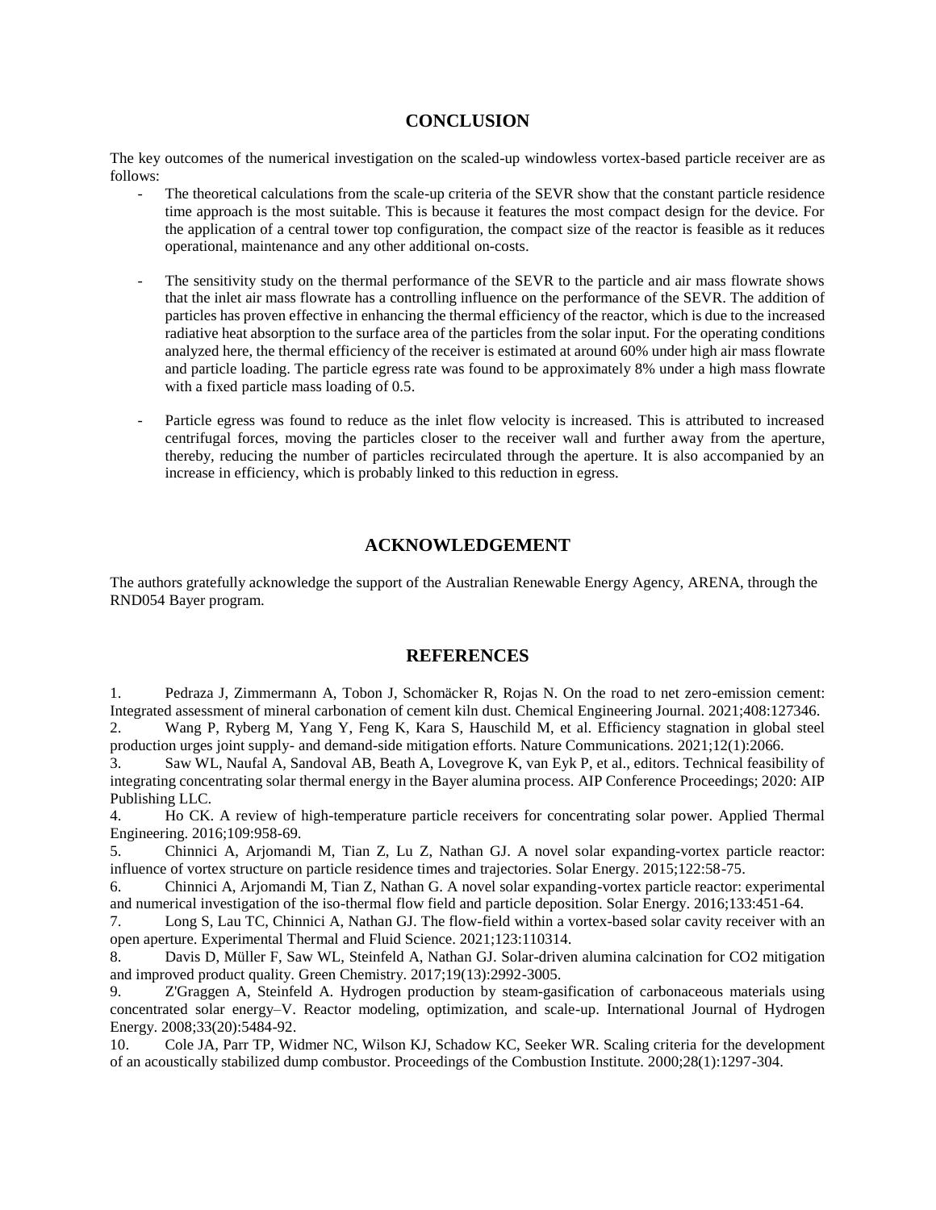## CONCLUSION

The key outcomes of the numerical investigation on the scaled-up windowless vortex-based particle receiver are as follows:

- The theoretical calculations from the scale-up criteria of the SEVR show that the constant particle residence time approach is the most suitable. This is because it features the most compact design for the device. For the application of a central tower top configuration, the compact size of the reactor is feasible as it reduces operational, maintenance and any other additional on-costs.

- The sensitivity study on the thermal performance of the SEVR to the particle and air mass flowrate shows that the inlet air mass flowrate has a controlling influence on the performance of the SEVR. The addition of particles has proven effective in enhancing the thermal efficiency of the reactor, which is due to the increased radiative heat absorption to the surface area of the particles from the solar input. For the operating conditions analyzed here, the thermal efficiency of the receiver is estimated at around 60% under high air mass flowrate and particle loading. The particle egress rate was found to be approximately 8% under a high mass flowrate with a fixed particle mass loading of 0.5.

- Particle egress was found to reduce as the inlet flow velocity is increased. This is attributed to increased centrifugal forces, moving the particles closer to the receiver wall and further away from the aperture, thereby, reducing the number of particles recirculated through the aperture. It is also accompanied by an increase in efficiency, which is probably linked to this reduction in egress.

## ACKNOWLEDGEMENT

The authors gratefully acknowledge the support of the Australian Renewable Energy Agency, ARENA, through the RND054 Bayer program.

## REFERENCES

1. Pedraza J, Zimmermann A, Tobon J, Schomäcker R, Rojas N. On the road to net zero-emission cement: Integrated assessment of mineral carbonation of cement kiln dust. Chemical Engineering Journal. 2021;408:127346.
2. Wang P, Ryberg M, Yang Y, Feng K, Kara S, Hauschild M, et al. Efficiency stagnation in global steel production urges joint supply- and demand-side mitigation efforts. Nature Communications. 2021;12(1):2066.
3. Saw WL, Naufal A, Sandoval AB, Beath A, Lovegrove K, van Eyk P, et al., editors. Technical feasibility of integrating concentrating solar thermal energy in the Bayer alumina process. AIP Conference Proceedings; 2020: AIP Publishing LLC.
4. Ho CK. A review of high-temperature particle receivers for concentrating solar power. Applied Thermal Engineering. 2016;109:958-69.
5. Chinnici A, Arjomandi M, Tian Z, Lu Z, Nathan GJ. A novel solar expanding-vortex particle reactor: influence of vortex structure on particle residence times and trajectories. Solar Energy. 2015;122:58-75.
6. Chinnici A, Arjomandi M, Tian Z, Nathan G. A novel solar expanding-vortex particle reactor: experimental and numerical investigation of the iso-thermal flow field and particle deposition. Solar Energy. 2016;133:451-64.
7. Long S, Lau TC, Chinnici A, Nathan GJ. The flow-field within a vortex-based solar cavity receiver with an open aperture. Experimental Thermal and Fluid Science. 2021;123:110314.
8. Davis D, Müller F, Saw WL, Steinfeld A, Nathan GJ. Solar-driven alumina calcination for CO2 mitigation and improved product quality. Green Chemistry. 2017;19(13):2992-3005.
9. Z'Graggen A, Steinfeld A. Hydrogen production by steam-gasification of carbonaceous materials using concentrated solar energy–V. Reactor modeling, optimization, and scale-up. International Journal of Hydrogen Energy. 2008;33(20):5484-92.
10. Cole JA, Parr TP, Widmer NC, Wilson KJ, Schadow KC, Seeker WR. Scaling criteria for the development of an acoustically stabilized dump combustor. Proceedings of the Combustion Institute. 2000;28(1):1297-304.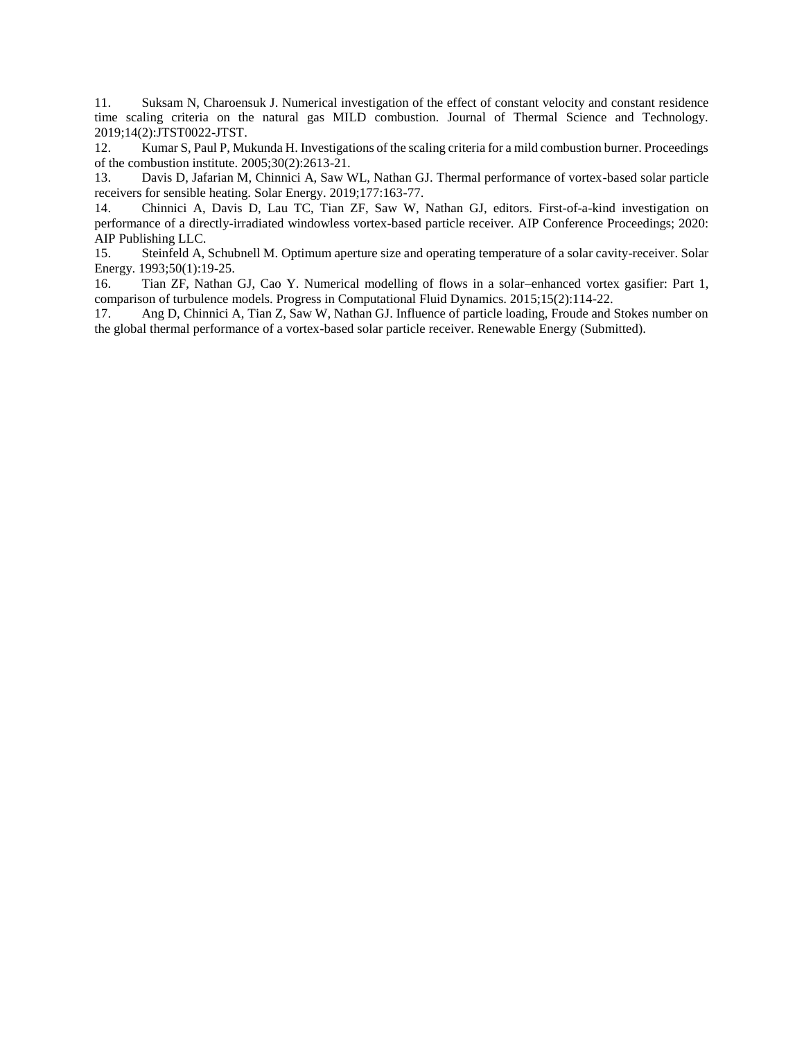11. Suksam N, Charoensuk J. Numerical investigation of the effect of constant velocity and constant residence time scaling criteria on the natural gas MILD combustion. Journal of Thermal Science and Technology. 2019;14(2):JTST0022-JTST.
12. Kumar S, Paul P, Mukunda H. Investigations of the scaling criteria for a mild combustion burner. Proceedings of the combustion institute. 2005;30(2):2613-21.
13. Davis D, Jafarian M, Chinnici A, Saw WL, Nathan GJ. Thermal performance of vortex-based solar particle receivers for sensible heating. Solar Energy. 2019;177:163-77.
14. Chinnici A, Davis D, Lau TC, Tian ZF, Saw W, Nathan GJ, editors. First-of-a-kind investigation on performance of a directly-irradiated windowless vortex-based particle receiver. AIP Conference Proceedings; 2020: AIP Publishing LLC.
15. Steinfeld A, Schubnell M. Optimum aperture size and operating temperature of a solar cavity-receiver. Solar Energy. 1993;50(1):19-25.
16. Tian ZF, Nathan GJ, Cao Y. Numerical modelling of flows in a solar–enhanced vortex gasifier: Part 1, comparison of turbulence models. Progress in Computational Fluid Dynamics. 2015;15(2):114-22.
17. Ang D, Chinnici A, Tian Z, Saw W, Nathan GJ. Influence of particle loading, Froude and Stokes number on the global thermal performance of a vortex-based solar particle receiver. Renewable Energy (Submitted).